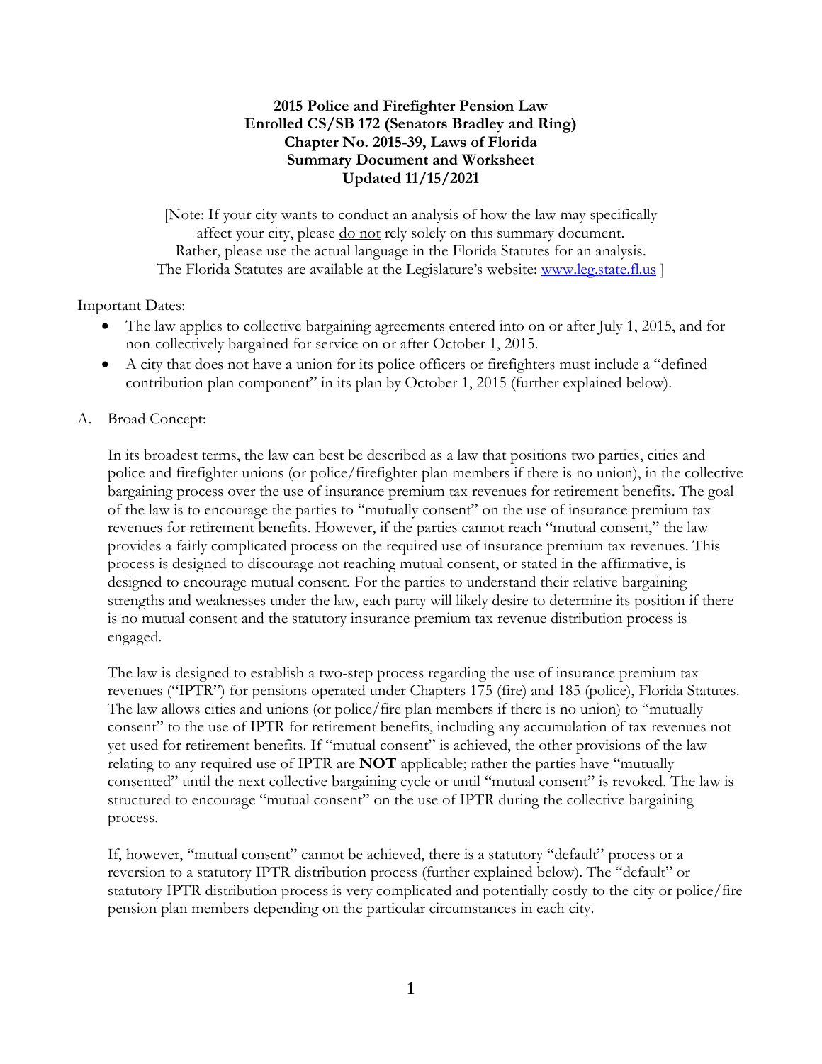**2015 Police and Firefighter Pension Law**
**Enrolled CS/SB 172 (Senators Bradley and Ring)**
**Chapter No. 2015-39, Laws of Florida**
**Summary Document and Worksheet**
**Updated 11/15/2021**

[Note: If your city wants to conduct an analysis of how the law may specifically affect your city, please do not rely solely on this summary document. Rather, please use the actual language in the Florida Statutes for an analysis. The Florida Statutes are available at the Legislature's website: [www.leg.state.fl.us](http://www.leg.state.fl.us) ]

Important Dates:

- The law applies to collective bargaining agreements entered into on or after July 1, 2015, and for non-collectively bargained for service on or after October 1, 2015.
- A city that does not have a union for its police officers or firefighters must include a "defined contribution plan component" in its plan by October 1, 2015 (further explained below).

A. Broad Concept:

In its broadest terms, the law can best be described as a law that positions two parties, cities and police and firefighter unions (or police/firefighter plan members if there is no union), in the collective bargaining process over the use of insurance premium tax revenues for retirement benefits. The goal of the law is to encourage the parties to "mutually consent" on the use of insurance premium tax revenues for retirement benefits. However, if the parties cannot reach "mutual consent," the law provides a fairly complicated process on the required use of insurance premium tax revenues. This process is designed to discourage not reaching mutual consent, or stated in the affirmative, is designed to encourage mutual consent. For the parties to understand their relative bargaining strengths and weaknesses under the law, each party will likely desire to determine its position if there is no mutual consent and the statutory insurance premium tax revenue distribution process is engaged.

The law is designed to establish a two-step process regarding the use of insurance premium tax revenues ("IPTR") for pensions operated under Chapters 175 (fire) and 185 (police), Florida Statutes. The law allows cities and unions (or police/fire plan members if there is no union) to "mutually consent" to the use of IPTR for retirement benefits, including any accumulation of tax revenues not yet used for retirement benefits. If "mutual consent" is achieved, the other provisions of the law relating to any required use of IPTR are **NOT** applicable; rather the parties have "mutually consented" until the next collective bargaining cycle or until "mutual consent" is revoked. The law is structured to encourage "mutual consent" on the use of IPTR during the collective bargaining process.

If, however, "mutual consent" cannot be achieved, there is a statutory "default" process or a reversion to a statutory IPTR distribution process (further explained below). The "default" or statutory IPTR distribution process is very complicated and potentially costly to the city or police/fire pension plan members depending on the particular circumstances in each city.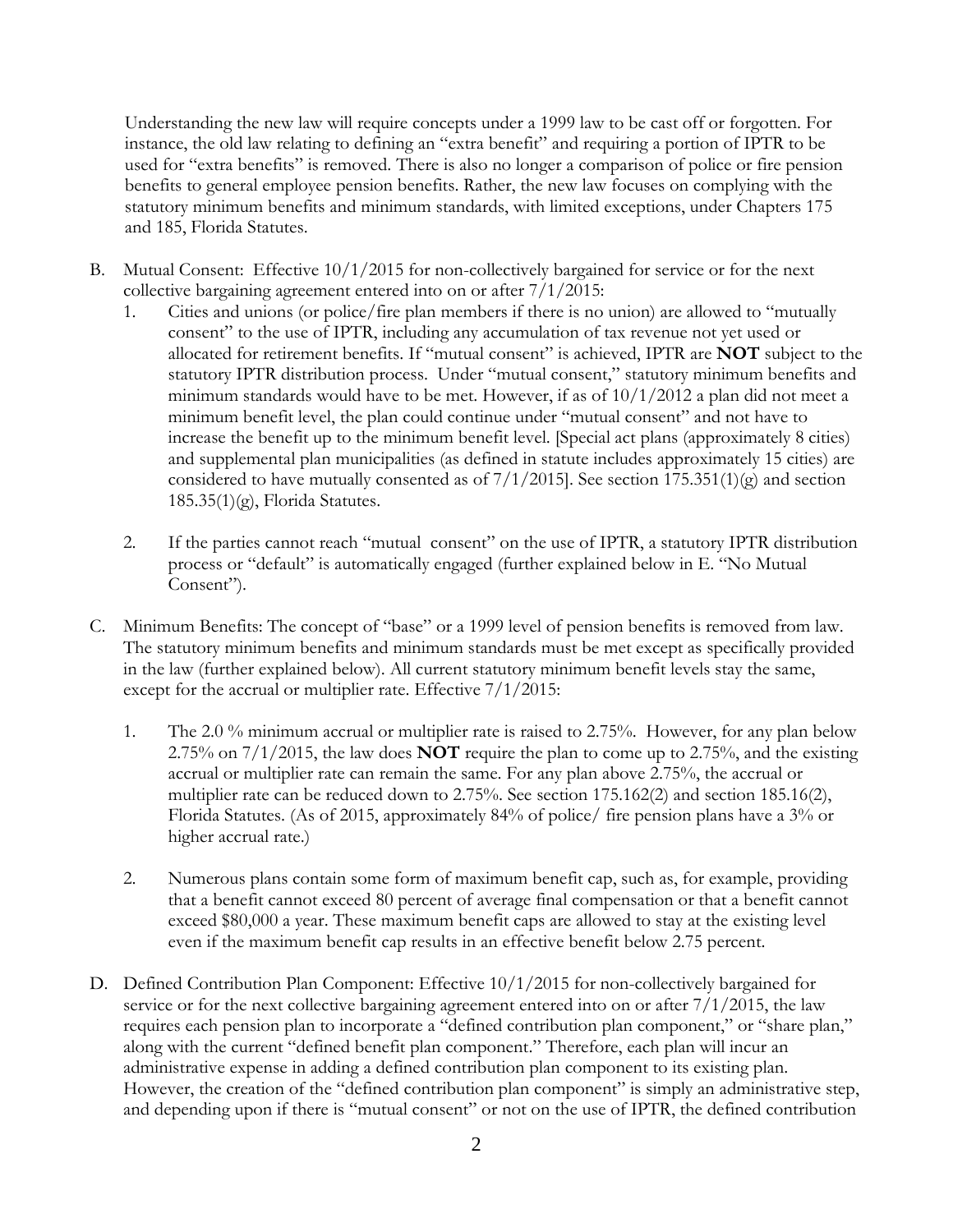Understanding the new law will require concepts under a 1999 law to be cast off or forgotten. For instance, the old law relating to defining an "extra benefit" and requiring a portion of IPTR to be used for "extra benefits" is removed. There is also no longer a comparison of police or fire pension benefits to general employee pension benefits. Rather, the new law focuses on complying with the statutory minimum benefits and minimum standards, with limited exceptions, under Chapters 175 and 185, Florida Statutes.

B. Mutual Consent: Effective 10/1/2015 for non-collectively bargained for service or for the next collective bargaining agreement entered into on or after 7/1/2015:

   1. Cities and unions (or police/fire plan members if there is no union) are allowed to "mutually consent" to the use of IPTR, including any accumulation of tax revenue not yet used or allocated for retirement benefits. If "mutual consent" is achieved, IPTR are **NOT** subject to the statutory IPTR distribution process. Under "mutual consent," statutory minimum benefits and minimum standards would have to be met. However, if as of 10/1/2012 a plan did not meet a minimum benefit level, the plan could continue under "mutual consent" and not have to increase the benefit up to the minimum benefit level. [Special act plans (approximately 8 cities) and supplemental plan municipalities (as defined in statute includes approximately 15 cities) are considered to have mutually consented as of 7/1/2015]. See section 175.351(1)(g) and section 185.35(1)(g), Florida Statutes.

   2. If the parties cannot reach "mutual consent" on the use of IPTR, a statutory IPTR distribution process or "default" is automatically engaged (further explained below in E. "No Mutual Consent").

C. Minimum Benefits: The concept of "base" or a 1999 level of pension benefits is removed from law. The statutory minimum benefits and minimum standards must be met except as specifically provided in the law (further explained below). All current statutory minimum benefit levels stay the same, except for the accrual or multiplier rate. Effective 7/1/2015:

   1. The 2.0 % minimum accrual or multiplier rate is raised to 2.75%. However, for any plan below 2.75% on 7/1/2015, the law does **NOT** require the plan to come up to 2.75%, and the existing accrual or multiplier rate can remain the same. For any plan above 2.75%, the accrual or multiplier rate can be reduced down to 2.75%. See section 175.162(2) and section 185.16(2), Florida Statutes. (As of 2015, approximately 84% of police/ fire pension plans have a 3% or higher accrual rate.)

   2. Numerous plans contain some form of maximum benefit cap, such as, for example, providing that a benefit cannot exceed 80 percent of average final compensation or that a benefit cannot exceed $80,000 a year. These maximum benefit caps are allowed to stay at the existing level even if the maximum benefit cap results in an effective benefit below 2.75 percent.

D. Defined Contribution Plan Component: Effective 10/1/2015 for non-collectively bargained for service or for the next collective bargaining agreement entered into on or after 7/1/2015, the law requires each pension plan to incorporate a "defined contribution plan component," or "share plan," along with the current "defined benefit plan component." Therefore, each plan will incur an administrative expense in adding a defined contribution plan component to its existing plan. However, the creation of the "defined contribution plan component" is simply an administrative step, and depending upon if there is "mutual consent" or not on the use of IPTR, the defined contribution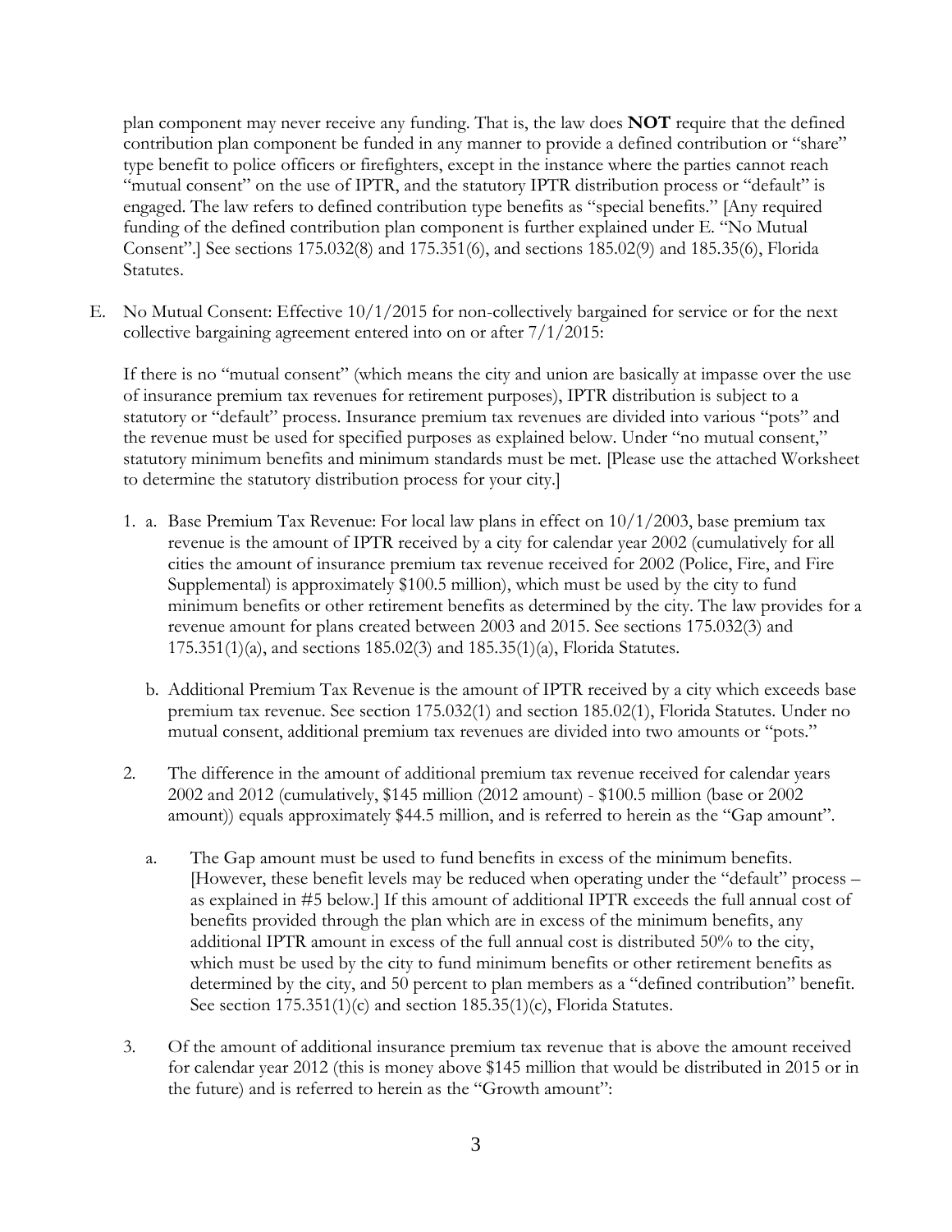plan component may never receive any funding. That is, the law does **NOT** require that the defined contribution plan component be funded in any manner to provide a defined contribution or "share" type benefit to police officers or firefighters, except in the instance where the parties cannot reach "mutual consent" on the use of IPTR, and the statutory IPTR distribution process or "default" is engaged. The law refers to defined contribution type benefits as "special benefits." [Any required funding of the defined contribution plan component is further explained under E. "No Mutual Consent".] See sections 175.032(8) and 175.351(6), and sections 185.02(9) and 185.35(6), Florida Statutes.

E. No Mutual Consent: Effective 10/1/2015 for non-collectively bargained for service or for the next collective bargaining agreement entered into on or after 7/1/2015:

   If there is no "mutual consent" (which means the city and union are basically at impasse over the use of insurance premium tax revenues for retirement purposes), IPTR distribution is subject to a statutory or "default" process. Insurance premium tax revenues are divided into various "pots" and the revenue must be used for specified purposes as explained below. Under "no mutual consent," statutory minimum benefits and minimum standards must be met. [Please use the attached Worksheet to determine the statutory distribution process for your city.]

   1. a. Base Premium Tax Revenue: For local law plans in effect on 10/1/2003, base premium tax revenue is the amount of IPTR received by a city for calendar year 2002 (cumulatively for all cities the amount of insurance premium tax revenue received for 2002 (Police, Fire, and Fire Supplemental) is approximately $100.5 million), which must be used by the city to fund minimum benefits or other retirement benefits as determined by the city. The law provides for a revenue amount for plans created between 2003 and 2015. See sections 175.032(3) and 175.351(1)(a), and sections 185.02(3) and 185.35(1)(a), Florida Statutes.

      b. Additional Premium Tax Revenue is the amount of IPTR received by a city which exceeds base premium tax revenue. See section 175.032(1) and section 185.02(1), Florida Statutes. Under no mutual consent, additional premium tax revenues are divided into two amounts or "pots."

   2. The difference in the amount of additional premium tax revenue received for calendar years 2002 and 2012 (cumulatively, $145 million (2012 amount) - $100.5 million (base or 2002 amount)) equals approximately $44.5 million, and is referred to herein as the "Gap amount".

      a. The Gap amount must be used to fund benefits in excess of the minimum benefits. [However, these benefit levels may be reduced when operating under the "default" process – as explained in #5 below.] If this amount of additional IPTR exceeds the full annual cost of benefits provided through the plan which are in excess of the minimum benefits, any additional IPTR amount in excess of the full annual cost is distributed 50% to the city, which must be used by the city to fund minimum benefits or other retirement benefits as determined by the city, and 50 percent to plan members as a "defined contribution" benefit. See section 175.351(1)(c) and section 185.35(1)(c), Florida Statutes.

   3. Of the amount of additional insurance premium tax revenue that is above the amount received for calendar year 2012 (this is money above $145 million that would be distributed in 2015 or in the future) and is referred to herein as the "Growth amount":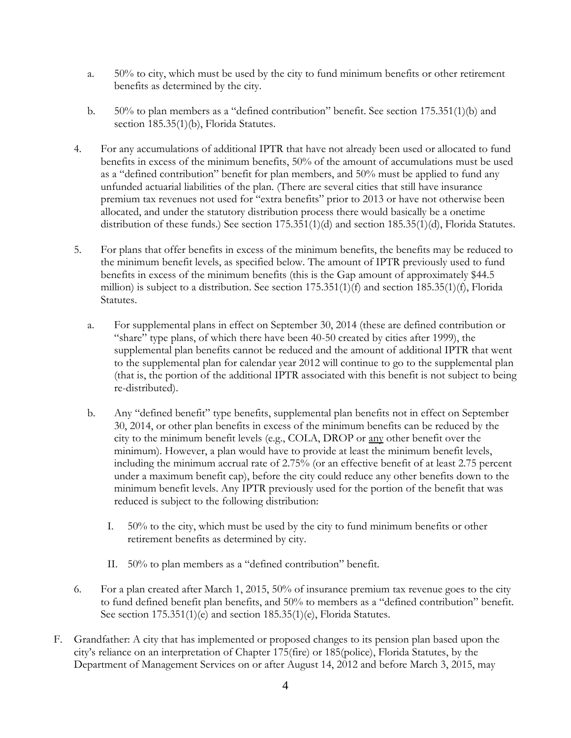a. 50% to city, which must be used by the city to fund minimum benefits or other retirement benefits as determined by the city.

b. 50% to plan members as a "defined contribution" benefit. See section 175.351(1)(b) and section 185.35(1)(b), Florida Statutes.

4. For any accumulations of additional IPTR that have not already been used or allocated to fund benefits in excess of the minimum benefits, 50% of the amount of accumulations must be used as a "defined contribution" benefit for plan members, and 50% must be applied to fund any unfunded actuarial liabilities of the plan. (There are several cities that still have insurance premium tax revenues not used for "extra benefits" prior to 2013 or have not otherwise been allocated, and under the statutory distribution process there would basically be a onetime distribution of these funds.) See section 175.351(1)(d) and section 185.35(1)(d), Florida Statutes.

5. For plans that offer benefits in excess of the minimum benefits, the benefits may be reduced to the minimum benefit levels, as specified below. The amount of IPTR previously used to fund benefits in excess of the minimum benefits (this is the Gap amount of approximately $44.5 million) is subject to a distribution. See section 175.351(1)(f) and section 185.35(1)(f), Florida Statutes.

   a. For supplemental plans in effect on September 30, 2014 (these are defined contribution or "share" type plans, of which there have been 40-50 created by cities after 1999), the supplemental plan benefits cannot be reduced and the amount of additional IPTR that went to the supplemental plan for calendar year 2012 will continue to go to the supplemental plan (that is, the portion of the additional IPTR associated with this benefit is not subject to being re-distributed).

   b. Any "defined benefit" type benefits, supplemental plan benefits not in effect on September 30, 2014, or other plan benefits in excess of the minimum benefits can be reduced by the city to the minimum benefit levels (e.g., COLA, DROP or <u>any</u> other benefit over the minimum). However, a plan would have to provide at least the minimum benefit levels, including the minimum accrual rate of 2.75% (or an effective benefit of at least 2.75 percent under a maximum benefit cap), before the city could reduce any other benefits down to the minimum benefit levels. Any IPTR previously used for the portion of the benefit that was reduced is subject to the following distribution:

      I. 50% to the city, which must be used by the city to fund minimum benefits or other retirement benefits as determined by city.

      II. 50% to plan members as a "defined contribution" benefit.

6. For a plan created after March 1, 2015, 50% of insurance premium tax revenue goes to the city to fund defined benefit plan benefits, and 50% to members as a "defined contribution" benefit. See section 175.351(1)(e) and section 185.35(1)(e), Florida Statutes.

F. Grandfather: A city that has implemented or proposed changes to its pension plan based upon the city's reliance on an interpretation of Chapter 175(fire) or 185(police), Florida Statutes, by the Department of Management Services on or after August 14, 2012 and before March 3, 2015, may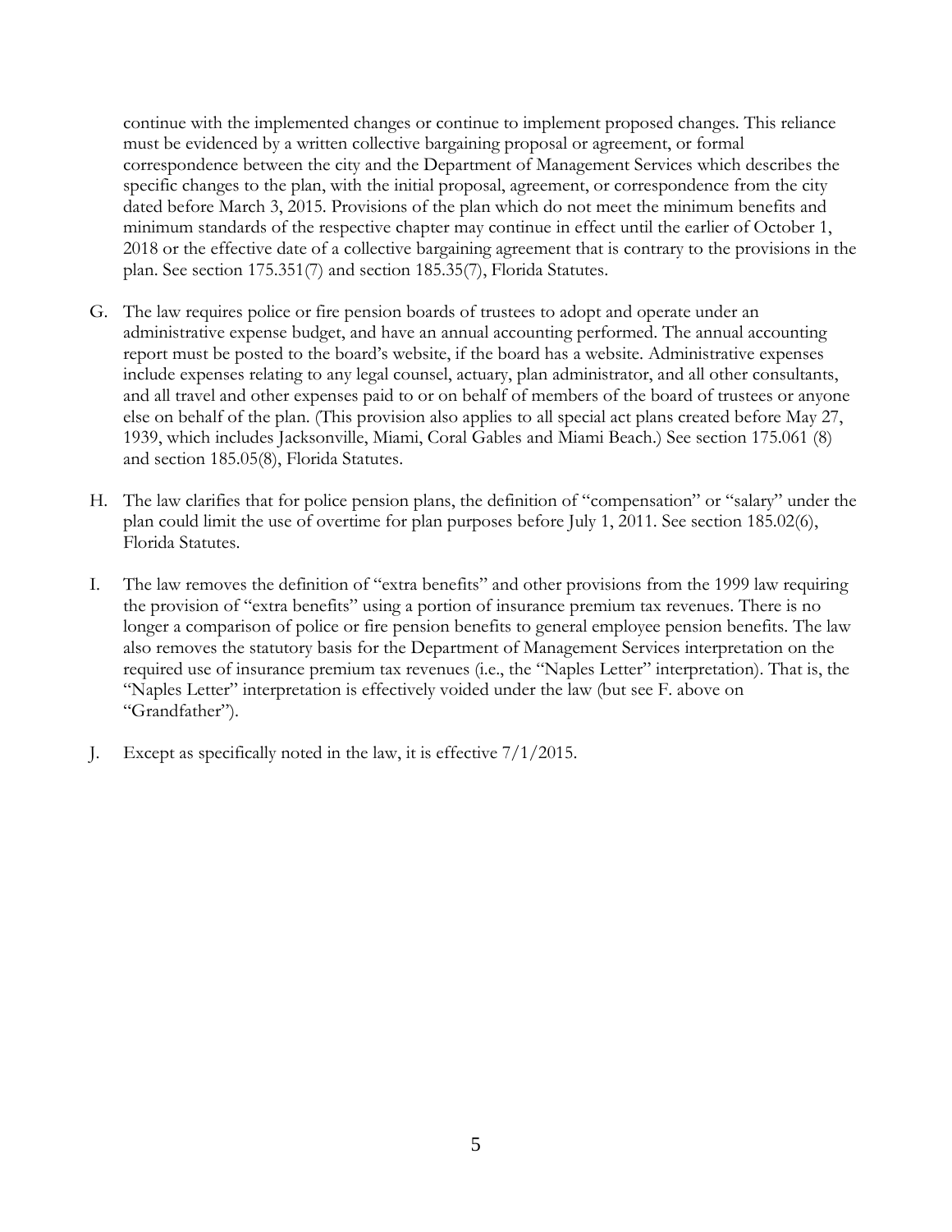continue with the implemented changes or continue to implement proposed changes. This reliance must be evidenced by a written collective bargaining proposal or agreement, or formal correspondence between the city and the Department of Management Services which describes the specific changes to the plan, with the initial proposal, agreement, or correspondence from the city dated before March 3, 2015. Provisions of the plan which do not meet the minimum benefits and minimum standards of the respective chapter may continue in effect until the earlier of October 1, 2018 or the effective date of a collective bargaining agreement that is contrary to the provisions in the plan. See section 175.351(7) and section 185.35(7), Florida Statutes.

G. The law requires police or fire pension boards of trustees to adopt and operate under an administrative expense budget, and have an annual accounting performed. The annual accounting report must be posted to the board's website, if the board has a website. Administrative expenses include expenses relating to any legal counsel, actuary, plan administrator, and all other consultants, and all travel and other expenses paid to or on behalf of members of the board of trustees or anyone else on behalf of the plan. (This provision also applies to all special act plans created before May 27, 1939, which includes Jacksonville, Miami, Coral Gables and Miami Beach.) See section 175.061 (8) and section 185.05(8), Florida Statutes.

H. The law clarifies that for police pension plans, the definition of "compensation" or "salary" under the plan could limit the use of overtime for plan purposes before July 1, 2011. See section 185.02(6), Florida Statutes.

I. The law removes the definition of "extra benefits" and other provisions from the 1999 law requiring the provision of "extra benefits" using a portion of insurance premium tax revenues. There is no longer a comparison of police or fire pension benefits to general employee pension benefits. The law also removes the statutory basis for the Department of Management Services interpretation on the required use of insurance premium tax revenues (i.e., the "Naples Letter" interpretation). That is, the "Naples Letter" interpretation is effectively voided under the law (but see F. above on "Grandfather").

J. Except as specifically noted in the law, it is effective 7/1/2015.